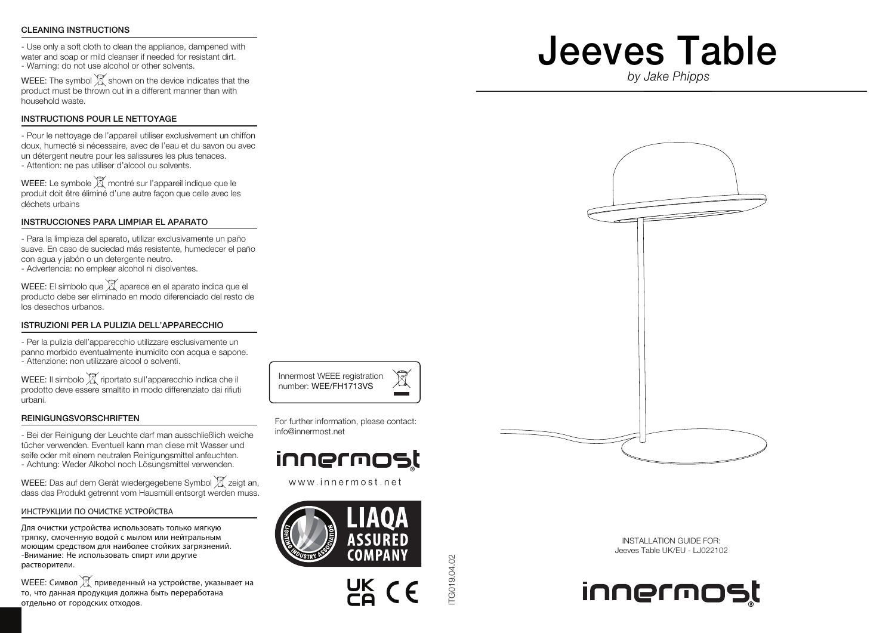# Jeeves Table

*by Jake Phipps*

INSTALLATION GUIDE FOR:
Jeeves Table UK/EU - LJ022102

innermost

## CLEANING INSTRUCTIONS

- Use only a soft cloth to clean the appliance, dampened with water and soap or mild cleanser if needed for resistant dirt.
- Warning: do not use alcohol or other solvents.

WEEE: The symbol shown on the device indicates that the product must be thrown out in a different manner than with household waste.

## INSTRUCTIONS POUR LE NETTOYAGE

- Pour le nettoyage de l'appareil utiliser exclusivement un chiffon doux, humecté si nécessaire, avec de l'eau et du savon ou avec un détergent neutre pour les salissures les plus tenaces.
- Attention: ne pas utiliser d'alcool ou solvents.

WEEE: Le symbole montré sur l'appareil indique que le produit doit être éliminé d'une autre façon que celle avec les déchets urbains

## INSTRUCCIONES PARA LIMPIAR EL APARATO

- Para la limpieza del aparato, utilizar exclusivamente un paño suave. En caso de suciedad más resistente, humedecer el paño con agua y jabón o un detergente neutro.
- Advertencia: no emplear alcohol ni disolventes.

WEEE: El símbolo que aparece en el aparato indica que el producto debe ser eliminado en modo diferenciado del resto de los desechos urbanos.

## ISTRUZIONI PER LA PULIZIA DELL'APPARECCHIO

- Per la pulizia dell'apparecchio utilizzare esclusivamente un panno morbido eventualmente inumidito con acqua e sapone.
- Attenzione: non utilizzare alcool o solventi.

WEEE: Il simbolo riportato sull'apparecchio indica che il prodotto deve essere smaltito in modo differenziato dai rifiuti urbani.

## REINIGUNGSVORSCHRIFTEN

- Bei der Reinigung der Leuchte darf man ausschließlich weiche tücher verwenden. Eventuell kann man diese mit Wasser und seife oder mit einem neutralen Reinigungsmittel anfeuchten.
- Achtung: Weder Alkohol noch Lösungsmittel verwenden.

WEEE: Das auf dem Gerät wiedergegebene Symbol zeigt an, dass das Produkt getrennt vom Hausmüll entsorgt werden muss.

## ИНСТРУКЦИИ ПО ОЧИСТКЕ УСТРОЙСТВА

Для очистки устройства использовать только мягкую тряпку, смоченную водой с мылом или нейтральным моющим средством для наиболее стойких загрязнений.
-Внимание: Не использовать спирт или другие растворители.

WEEE: Символ приведенный на устройстве, указывает на то, что данная продукция должна быть переработана отдельно от городских отходов.

Innermost WEEE registration number: WEE/FH1713VS

For further information, please contact: info@innermost.net

innermost

www.innermost.net

LIAQA ASSURED COMPANY — LIGHTING INDUSTRY ASSOCIATION

UK CA CE

ITG019.04.02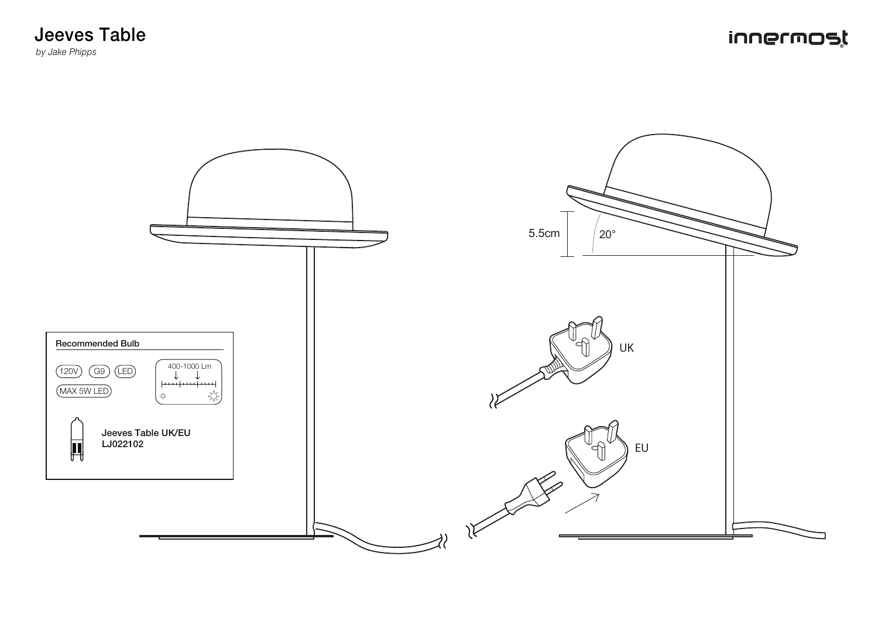# Jeeves Table

*by Jake Phipps*

innermost

5.5cm

20°

UK

EU

**Recommended Bulb**

120V G9 LED

MAX 5W LED

400-1000 Lm

**Jeeves Table UK/EU**
**LJ022102**